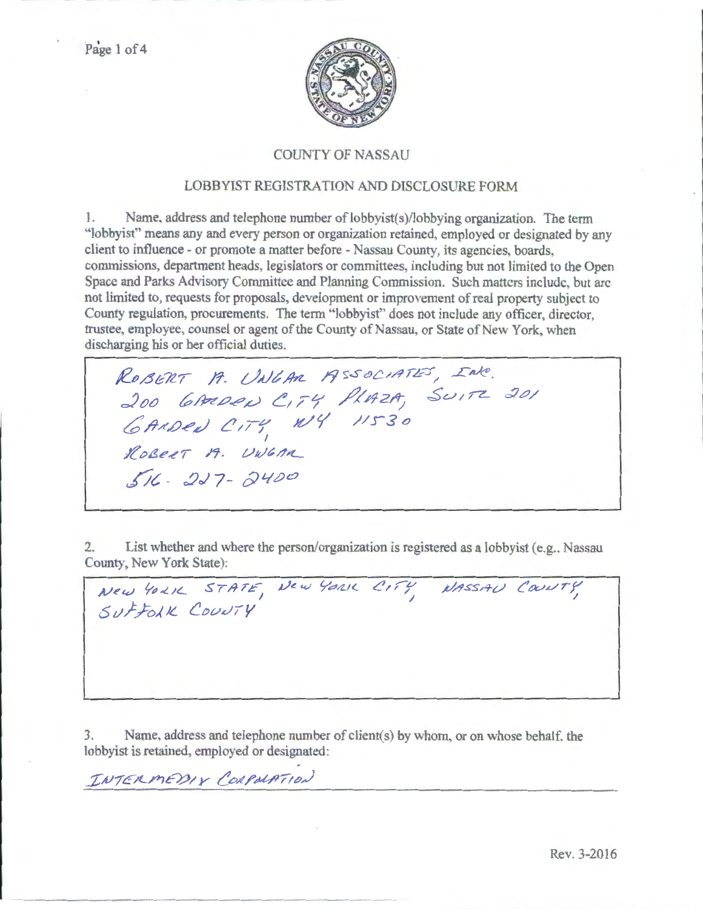# COUNTY OF NASSAU

## LOBBYIST REGISTRATION AND DISCLOSURE FORM

1. Name, address and telephone number of lobbyist(s)/lobbying organization. The term "lobbyist" means any and every person or organization retained, employed or designated by any client to influence - or promote a matter before - Nassau County, its agencies, boards, commissions, department heads, legislators or committees, including but not limited to the Open Space and Parks Advisory Committee and Planning Commission. Such matters include, but are not limited to, requests for proposals, development or improvement of real property subject to County regulation, procurements. The term "lobbyist" does not include any officer, director, trustee, employee, counsel or agent of the County of Nassau, or State of New York, when discharging his or her official duties.

ROBERT A. UNGAR ASSOCIATES, INC.
200 GARDEN CITY PLAZA, SUITE 201
GARDEN CITY, NY 11530
ROBERT A. UNGAR
516-227-2400

2. List whether and where the person/organization is registered as a lobbyist (e.g., Nassau County, New York State):

NEW YORK STATE, NEW YORK CITY, NASSAU COUNTY, SUFFOLK COUNTY

3. Name, address and telephone number of client(s) by whom, or on whose behalf, the lobbyist is retained, employed or designated:

INTERMEDIX CORPORATION

Rev. 3-2016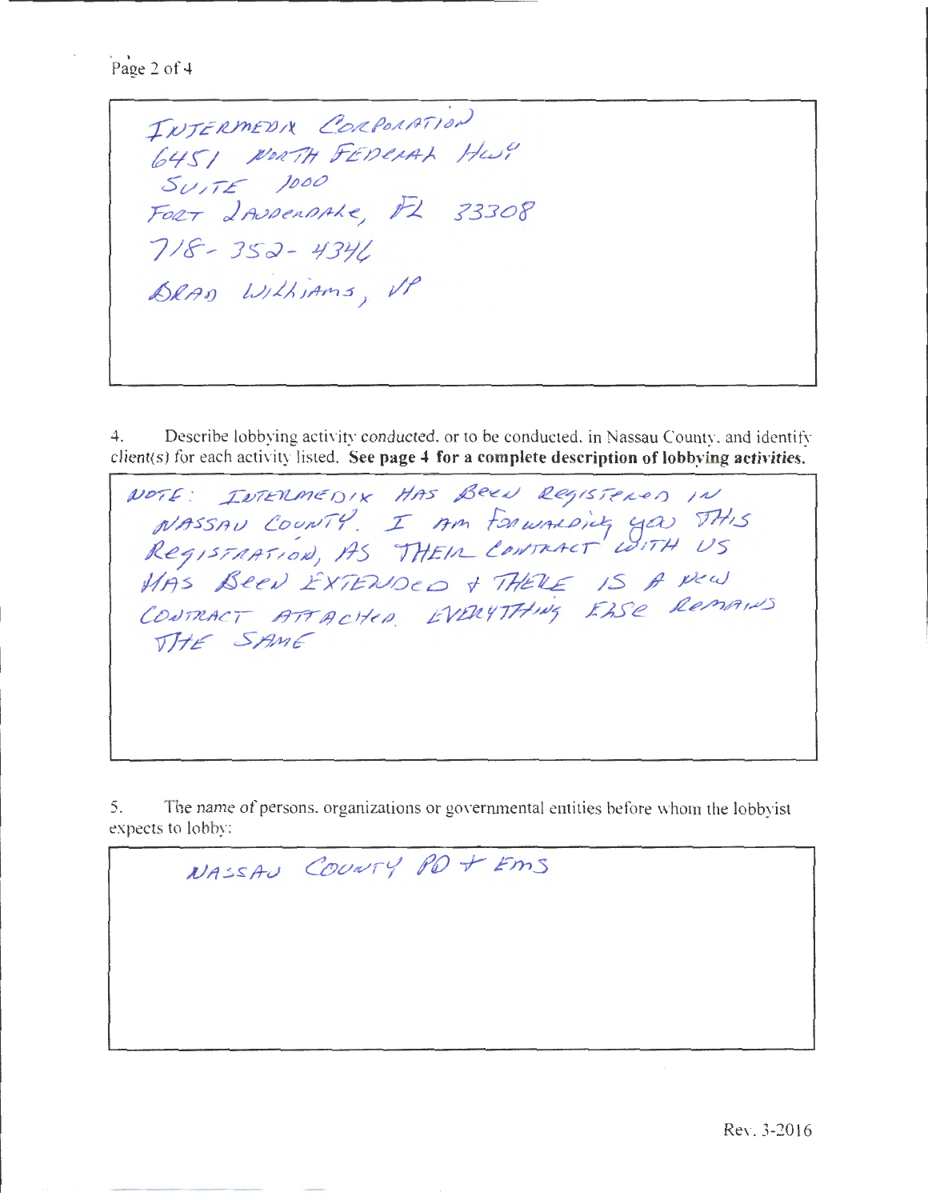INTERMEDIX CORPORATION
6451 NORTH FEDERAL HWY
SUITE 1000
FORT LAUDERDALE, FL 33308
718-352-4346
BRAD WILLIAMS, VP

4. Describe lobbying activity conducted, or to be conducted, in Nassau County, and identify client(s) for each activity listed. **See page 4 for a complete description of lobbying activities.**

NOTE: INTERMEDIX HAS BEEN REGISTERED IN NASSAU COUNTY. I AM FORWARDING YOU THIS REGISTRATION, AS THEIR CONTRACT WITH US HAS BEEN EXTENDED & THERE IS A NEW CONTRACT ATTACHED. EVERYTHING ELSE REMAINS THE SAME

5. The name of persons, organizations or governmental entities before whom the lobbyist expects to lobby:

NASSAU COUNTY PD & EMS

Rev. 3-2016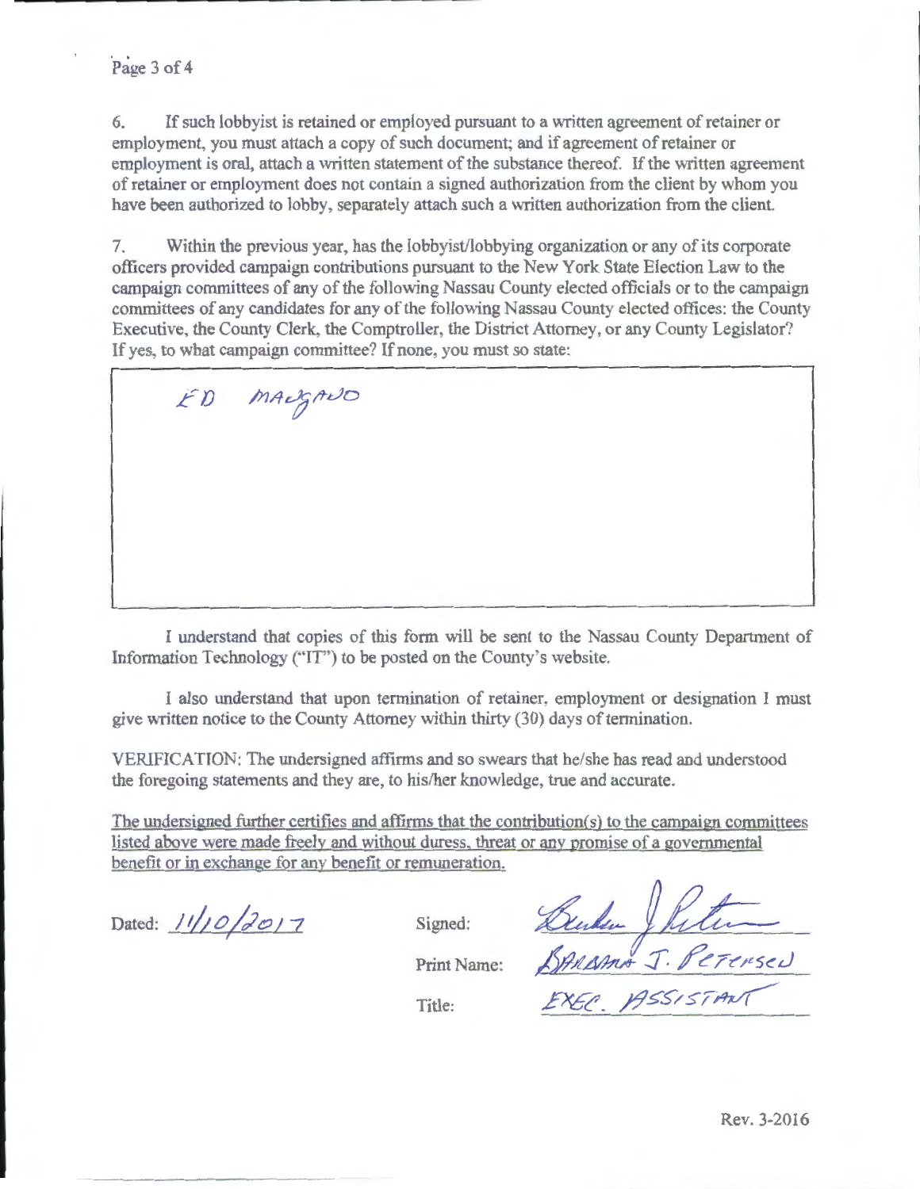6. If such lobbyist is retained or employed pursuant to a written agreement of retainer or employment, you must attach a copy of such document; and if agreement of retainer or employment is oral, attach a written statement of the substance thereof. If the written agreement of retainer or employment does not contain a signed authorization from the client by whom you have been authorized to lobby, separately attach such a written authorization from the client.

7. Within the previous year, has the lobbyist/lobbying organization or any of its corporate officers provided campaign contributions pursuant to the New York State Election Law to the campaign committees of any of the following Nassau County elected officials or to the campaign committees of any candidates for any of the following Nassau County elected offices: the County Executive, the County Clerk, the Comptroller, the District Attorney, or any County Legislator? If yes, to what campaign committee? If none, you must so state:

| ED MANGANO |
|---|

I understand that copies of this form will be sent to the Nassau County Department of Information Technology ("IT") to be posted on the County's website.

I also understand that upon termination of retainer, employment or designation I must give written notice to the County Attorney within thirty (30) days of termination.

VERIFICATION: The undersigned affirms and so swears that he/she has read and understood the foregoing statements and they are, to his/her knowledge, true and accurate.

The undersigned further certifies and affirms that the contribution(s) to the campaign committees listed above were made freely and without duress, threat or any promise of a governmental benefit or in exchange for any benefit or remuneration.

Dated: 11/10/2017

Signed: Barbara J. Petersen

Print Name: BARBARA J. PETERSEN

Title: EXEC. ASSISTANT

Rev. 3-2016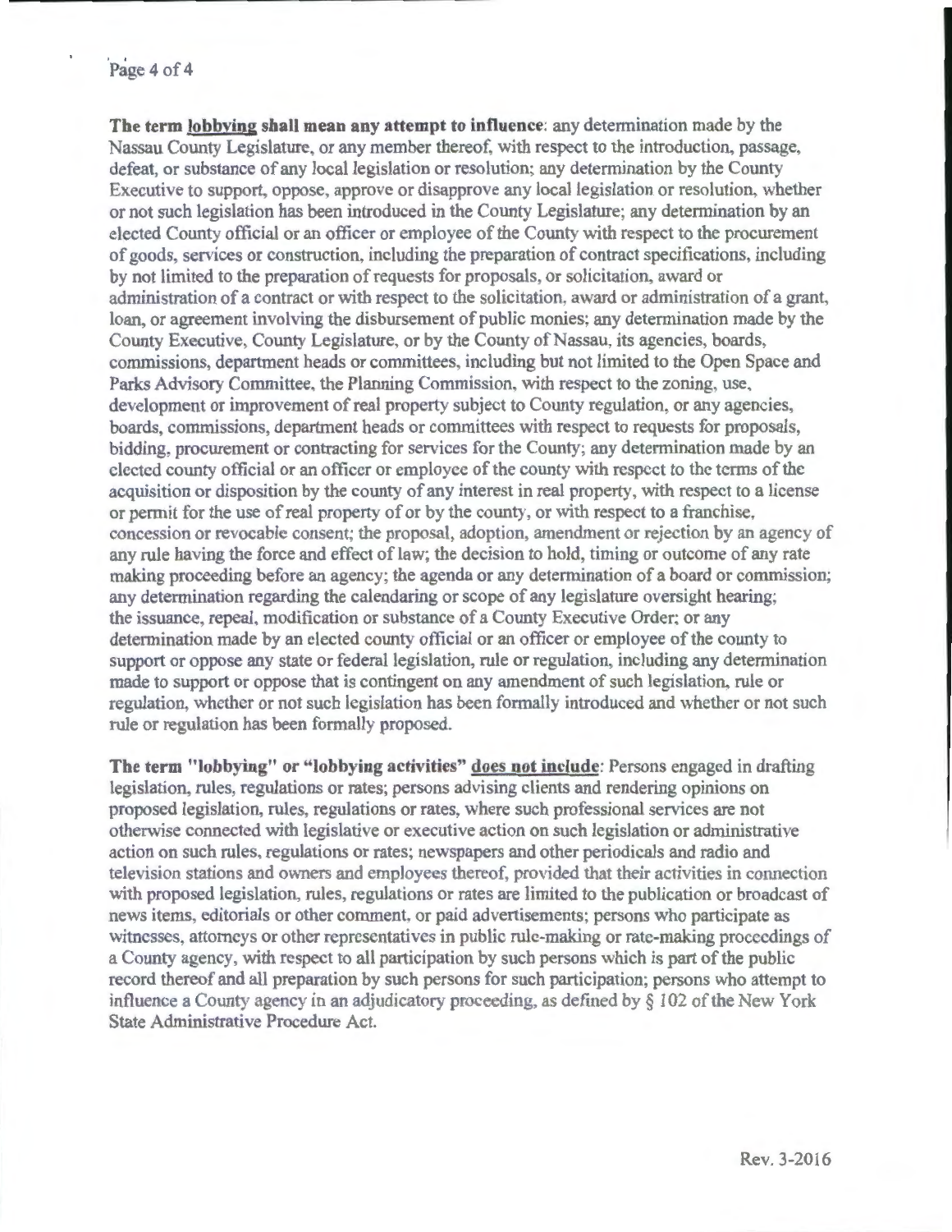**The term <u>lobbying</u> shall mean any attempt to influence**: any determination made by the Nassau County Legislature, or any member thereof, with respect to the introduction, passage, defeat, or substance of any local legislation or resolution; any determination by the County Executive to support, oppose, approve or disapprove any local legislation or resolution, whether or not such legislation has been introduced in the County Legislature; any determination by an elected County official or an officer or employee of the County with respect to the procurement of goods, services or construction, including the preparation of contract specifications, including by not limited to the preparation of requests for proposals, or solicitation, award or administration of a contract or with respect to the solicitation, award or administration of a grant, loan, or agreement involving the disbursement of public monies; any determination made by the County Executive, County Legislature, or by the County of Nassau, its agencies, boards, commissions, department heads or committees, including but not limited to the Open Space and Parks Advisory Committee, the Planning Commission, with respect to the zoning, use, development or improvement of real property subject to County regulation, or any agencies, boards, commissions, department heads or committees with respect to requests for proposals, bidding, procurement or contracting for services for the County; any determination made by an elected county official or an officer or employee of the county with respect to the terms of the acquisition or disposition by the county of any interest in real property, with respect to a license or permit for the use of real property of or by the county, or with respect to a franchise, concession or revocable consent; the proposal, adoption, amendment or rejection by an agency of any rule having the force and effect of law; the decision to hold, timing or outcome of any rate making proceeding before an agency; the agenda or any determination of a board or commission; any determination regarding the calendaring or scope of any legislature oversight hearing; the issuance, repeal, modification or substance of a County Executive Order; or any determination made by an elected county official or an officer or employee of the county to support or oppose any state or federal legislation, rule or regulation, including any determination made to support or oppose that is contingent on any amendment of such legislation, rule or regulation, whether or not such legislation has been formally introduced and whether or not such rule or regulation has been formally proposed.

**The term "lobbying" or "lobbying activities" <u>does not include</u>**: Persons engaged in drafting legislation, rules, regulations or rates; persons advising clients and rendering opinions on proposed legislation, rules, regulations or rates, where such professional services are not otherwise connected with legislative or executive action on such legislation or administrative action on such rules, regulations or rates; newspapers and other periodicals and radio and television stations and owners and employees thereof, provided that their activities in connection with proposed legislation, rules, regulations or rates are limited to the publication or broadcast of news items, editorials or other comment, or paid advertisements; persons who participate as witnesses, attorneys or other representatives in public rule-making or rate-making proceedings of a County agency, with respect to all participation by such persons which is part of the public record thereof and all preparation by such persons for such participation; persons who attempt to influence a County agency in an adjudicatory proceeding, as defined by § 102 of the New York State Administrative Procedure Act.

Rev. 3-2016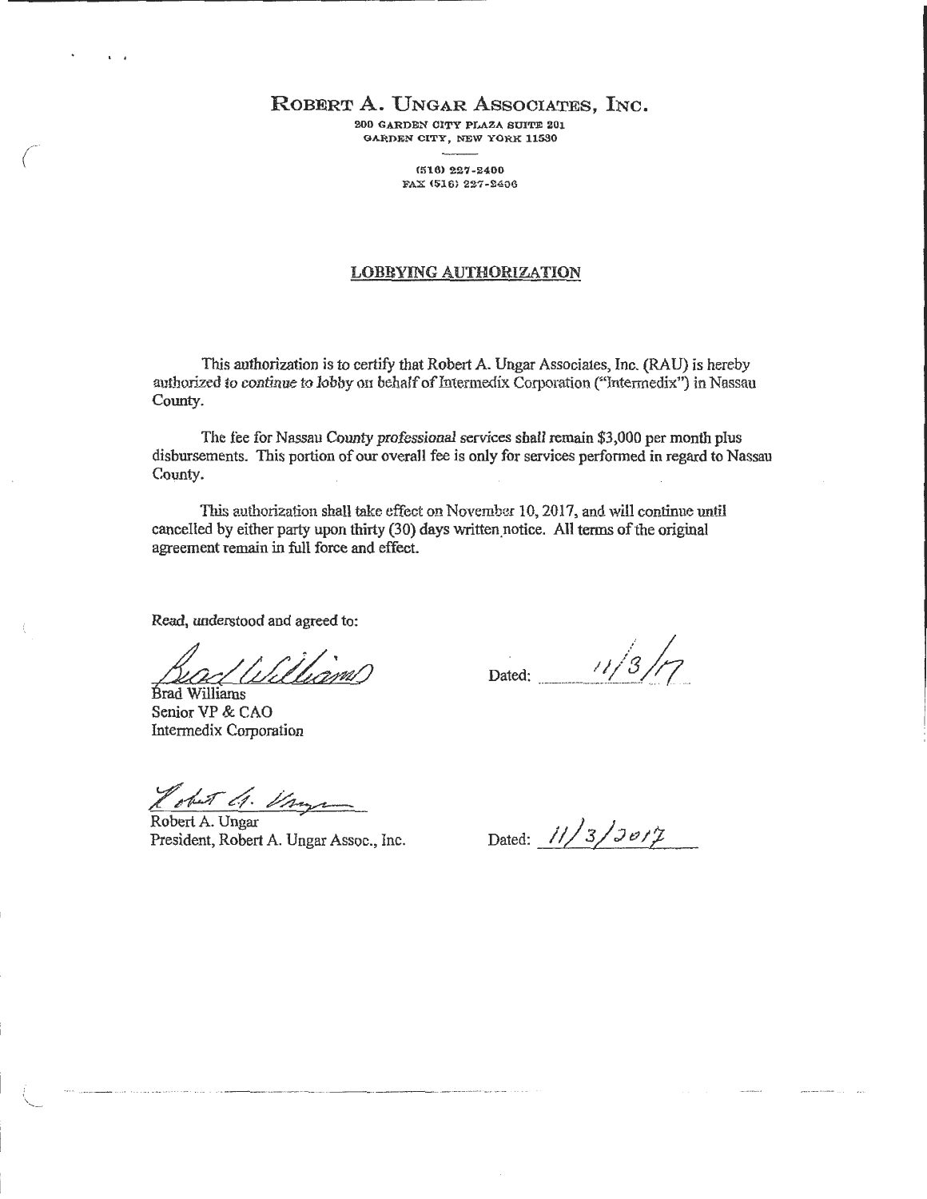# ROBERT A. UNGAR ASSOCIATES, INC.

200 GARDEN CITY PLAZA SUITE 201
GARDEN CITY, NEW YORK 11530

(516) 227-2400
FAX (516) 227-2406

## LOBBYING AUTHORIZATION

This authorization is to certify that Robert A. Ungar Associates, Inc. (RAU) is hereby authorized to *continue* to lobby on behalf of Intermedix Corporation ("Intermedix") in Nassau County.

The fee for Nassau County *professional* services shall remain $3,000 per month plus disbursements. This portion of our overall fee is only for services performed in regard to Nassau County.

This authorization shall take effect on November 10, 2017, and will continue until cancelled by either party upon thirty (30) days written notice. All terms of the original agreement remain in full force and effect.

Read, understood and agreed to:

*Brad Williams*

Brad Williams
Senior VP & CAO
Intermedix Corporation

Dated: *11/3/17*

*Robert A. Ungar*

Robert A. Ungar
President, Robert A. Ungar Assoc., Inc.

Dated: *11/3/2017*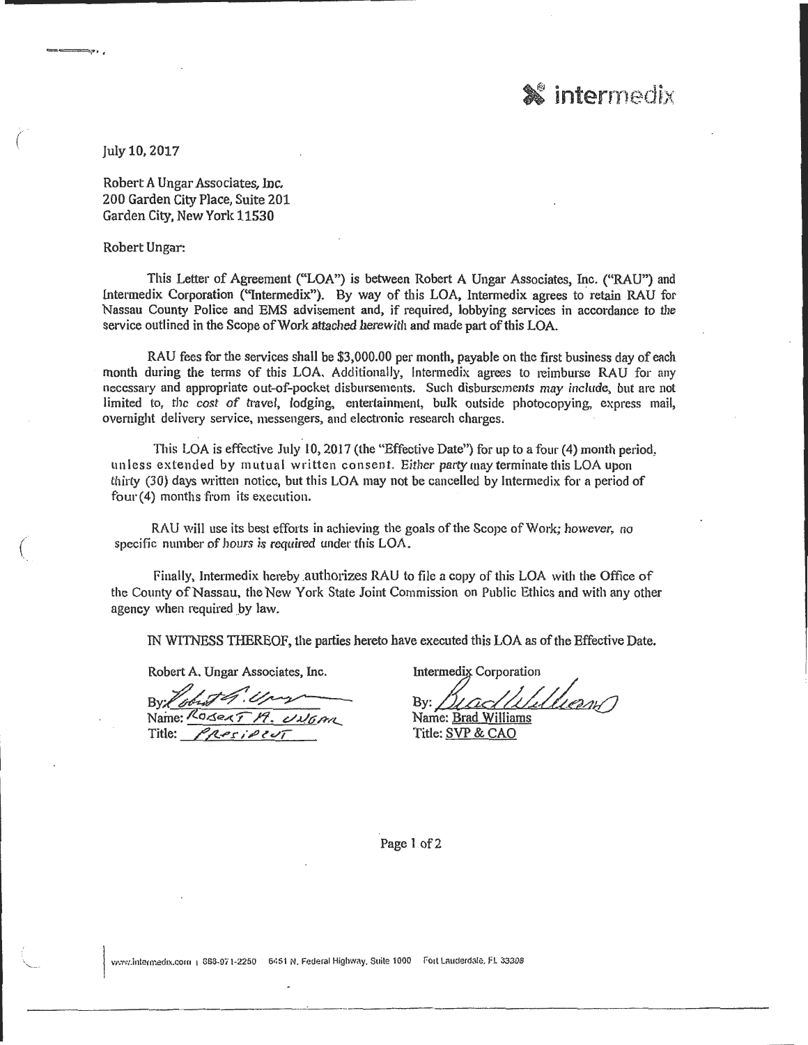intermedix

July 10, 2017

Robert A Ungar Associates, Inc.
200 Garden City Place, Suite 201
Garden City, New York 11530

Robert Ungar:

This Letter of Agreement ("LOA") is between Robert A Ungar Associates, Inc. ("RAU") and Intermedix Corporation ("Intermedix"). By way of this LOA, Intermedix agrees to retain RAU for Nassau County Police and EMS advisement and, if required, lobbying services in accordance to the service outlined in the Scope of Work attached herewith and made part of this LOA.

RAU fees for the services shall be $3,000.00 per month, payable on the first business day of each month during the terms of this LOA. Additionally, Intermedix agrees to reimburse RAU for any necessary and appropriate out-of-pocket disbursements. Such disbursements may include, but are not limited to, the cost of travel, lodging, entertainment, bulk outside photocopying, express mail, overnight delivery service, messengers, and electronic research charges.

This LOA is effective July 10, 2017 (the "Effective Date") for up to a four (4) month period, unless extended by mutual written consent. Either party may terminate this LOA upon thirty (30) days written notice, but this LOA may not be cancelled by Intermedix for a period of four (4) months from its execution.

RAU will use its best efforts in achieving the goals of the Scope of Work; however, no specific number of hours is required under this LOA.

Finally, Intermedix hereby authorizes RAU to file a copy of this LOA with the Office of the County of Nassau, the New York State Joint Commission on Public Ethics and with any other agency when required by law.

IN WITNESS THEREOF, the parties hereto have executed this LOA as of the Effective Date.

| | |
|---|---|
| Robert A. Ungar Associates, Inc. | Intermedix Corporation |
| By: *Robert A. Ungar* | By: *Brad Williams* |
| Name: *Robert A. Ungar* | Name: Brad Williams |
| Title: *President* | Title: SVP & CAO |

www.intermedix.com | 888-971-2250 6451 N. Federal Highway, Suite 1000 Fort Lauderdale, FL 33308